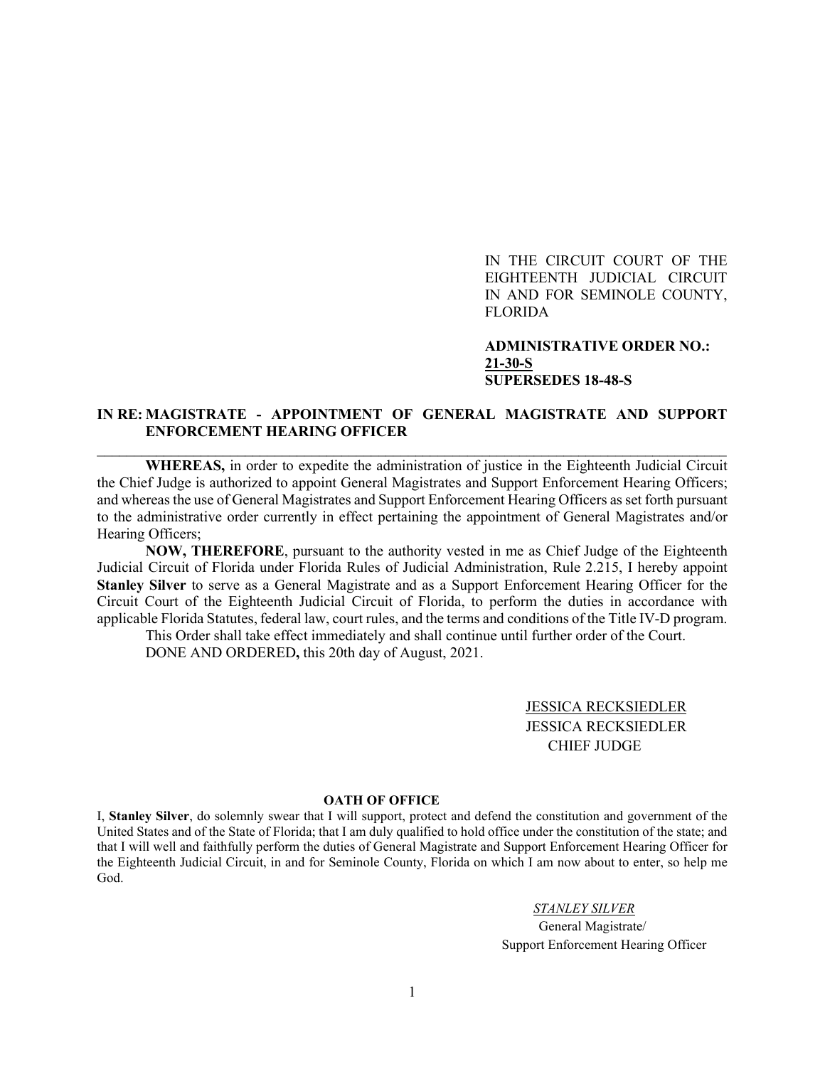IN THE CIRCUIT COURT OF THE EIGHTEENTH JUDICIAL CIRCUIT IN AND FOR SEMINOLE COUNTY, FLORIDA

**ADMINISTRATIVE ORDER NO.: 21-30-S**
**SUPERSEDES 18-48-S**

**IN RE: MAGISTRATE - APPOINTMENT OF GENERAL MAGISTRATE AND SUPPORT ENFORCEMENT HEARING OFFICER**

---

**WHEREAS,** in order to expedite the administration of justice in the Eighteenth Judicial Circuit the Chief Judge is authorized to appoint General Magistrates and Support Enforcement Hearing Officers; and whereas the use of General Magistrates and Support Enforcement Hearing Officers as set forth pursuant to the administrative order currently in effect pertaining the appointment of General Magistrates and/or Hearing Officers;

**NOW, THEREFORE**, pursuant to the authority vested in me as Chief Judge of the Eighteenth Judicial Circuit of Florida under Florida Rules of Judicial Administration, Rule 2.215, I hereby appoint **Stanley Silver** to serve as a General Magistrate and as a Support Enforcement Hearing Officer for the Circuit Court of the Eighteenth Judicial Circuit of Florida, to perform the duties in accordance with applicable Florida Statutes, federal law, court rules, and the terms and conditions of the Title IV-D program.

This Order shall take effect immediately and shall continue until further order of the Court.

DONE AND ORDERED**,** this 20th day of August, 2021.

JESSICA RECKSIEDLER
JESSICA RECKSIEDLER
CHIEF JUDGE

**OATH OF OFFICE**

I, **Stanley Silver**, do solemnly swear that I will support, protect and defend the constitution and government of the United States and of the State of Florida; that I am duly qualified to hold office under the constitution of the state; and that I will well and faithfully perform the duties of General Magistrate and Support Enforcement Hearing Officer for the Eighteenth Judicial Circuit, in and for Seminole County, Florida on which I am now about to enter, so help me God.

*STANLEY SILVER*
General Magistrate/
Support Enforcement Hearing Officer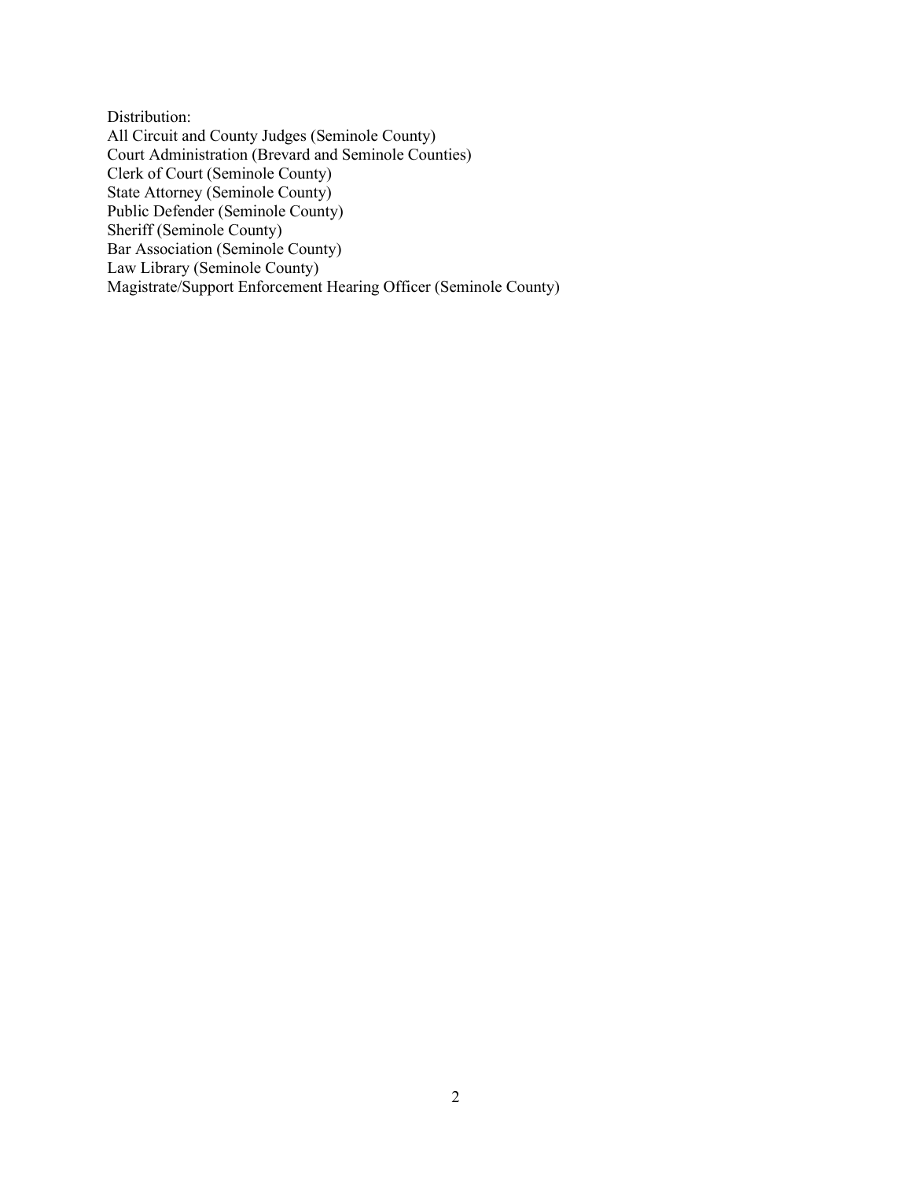Distribution:
All Circuit and County Judges (Seminole County)
Court Administration (Brevard and Seminole Counties)
Clerk of Court (Seminole County)
State Attorney (Seminole County)
Public Defender (Seminole County)
Sheriff (Seminole County)
Bar Association (Seminole County)
Law Library (Seminole County)
Magistrate/Support Enforcement Hearing Officer (Seminole County)